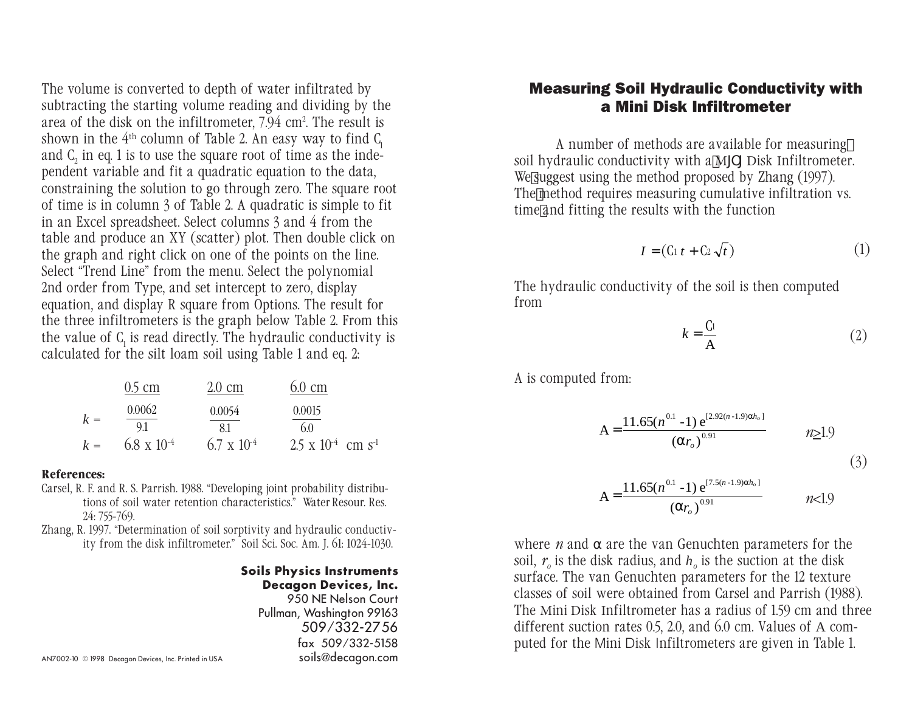# Measuring Soil Hydraulic Conductivity with a Mini Disk Infiltrometer

A number of methods are available for measuring soil hydraulic conductivity with a Mini Disk Infiltrometer. We suggest using the method proposed by Zhang (1997). The method requires measuring cumulative infiltration vs. time and fitting the results with the function

$$I = (C_1 t + C_2 \sqrt{t}) \tag{1}$$

The hydraulic conductivity of the soil is then computed from

$$k = \frac{C_1}{A} \tag{2}$$

A is computed from:

$$A = \frac{11.65(n^{0.1} - 1)\, e^{[2.92(n-1.9)\alpha h_o]}}{(\alpha r_o)^{0.91}} \qquad n \geq 1.9$$

$$A = \frac{11.65(n^{0.1} - 1)\, e^{[7.5(n-1.9)\alpha h_o]}}{(\alpha r_o)^{0.91}} \qquad n < 1.9 \tag{3}$$

where $n$ and $\alpha$ are the van Genuchten parameters for the soil, $r_o$ is the disk radius, and $h_o$ is the suction at the disk surface. The van Genuchten parameters for the 12 texture classes of soil were obtained from Carsel and Parrish (1988). The Mini Disk Infiltrometer has a radius of 1.59 cm and three different suction rates 0.5, 2.0, and 6.0 cm. Values of A computed for the Mini Disk Infiltrometers are given in Table 1.

The volume is converted to depth of water infiltrated by subtracting the starting volume reading and dividing by the area of the disk on the infiltrometer, 7.94 $cm^2$. The result is shown in the $4^{th}$ column of Table 2. An easy way to find $C_1$ and $C_2$ in eq. 1 is to use the square root of time as the independent variable and fit a quadratic equation to the data, constraining the solution to go through zero. The square root of time is in column 3 of Table 2. A quadratic is simple to fit in an Excel spreadsheet. Select columns 3 and 4 from the table and produce an XY (scatter) plot. Then double click on the graph and right click on one of the points on the line. Select "Trend Line" from the menu. Select the polynomial 2nd order from Type, and set intercept to zero, display equation, and display R square from Options. The result for the three infiltrometers is the graph below Table 2. From this the value of $C_1$ is read directly. The hydraulic conductivity is calculated for the silt loam soil using Table 1 and eq. 2:

| | 0.5 cm | 2.0 cm | 6.0 cm |
|---|---|---|---|
| $k =$ | $\frac{0.0062}{9.1}$ | $\frac{0.0054}{8.1}$ | $\frac{0.0015}{6.0}$ |
| $k =$ | $6.8 \times 10^{-4}$ | $6.7 \times 10^{-4}$ | $2.5 \times 10^{-4}$ $cm\ s^{-1}$ |

**References:**

Carsel, R. F. and R. S. Parrish. 1988. "Developing joint probability distributions of soil water retention characteristics." Water Resour. Res. 24: 755-769.

Zhang, R. 1997. "Determination of soil sorptivity and hydraulic conductivity from the disk infiltrometer." Soil Sci. Soc. Am. J. 61: 1024-1030.

**Soils Physics Instruments**
**Decagon Devices, Inc.**
950 NE Nelson Court
Pullman, Washington 99163
509/332-2756
fax 509/332-5158
soils@decagon.com

AN7002-10 © 1998 Decagon Devices, Inc. Printed in USA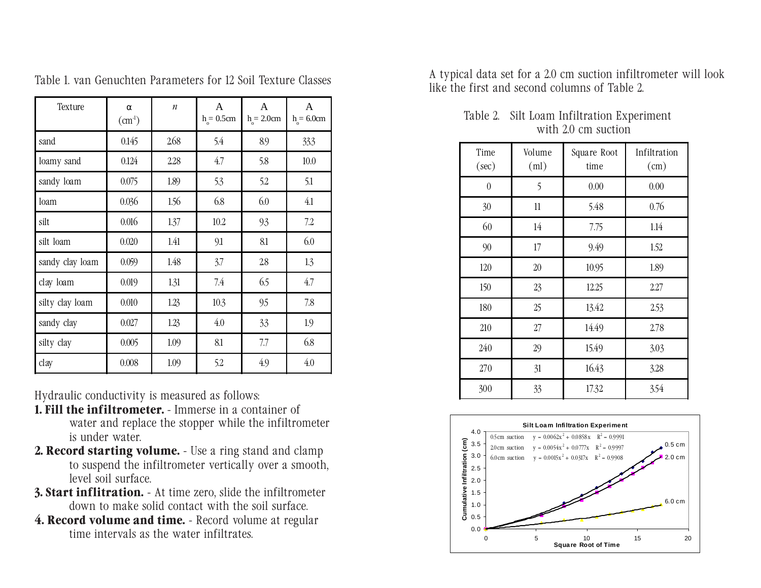Table 1. van Genuchten Parameters for 12 Soil Texture Classes

| Texture | α ($cm^{-1}$) | *n* | A $h_o$ = 0.5cm | A $h_o$ = 2.0cm | A $h_o$ = 6.0cm |
|---|---|---|---|---|---|
| sand | 0.145 | 2.68 | 5.4 | 8.9 | 33.3 |
| loamy sand | 0.124 | 2.28 | 4.7 | 5.8 | 10.0 |
| sandy loam | 0.075 | 1.89 | 5.3 | 5.2 | 5.1 |
| loam | 0.036 | 1.56 | 6.8 | 6.0 | 4.1 |
| silt | 0.016 | 1.37 | 10.2 | 9.3 | 7.2 |
| silt loam | 0.020 | 1.41 | 9.1 | 8.1 | 6.0 |
| sandy clay loam | 0.059 | 1.48 | 3.7 | 2.8 | 1.3 |
| clay loam | 0.019 | 1.31 | 7.4 | 6.5 | 4.7 |
| silty clay loam | 0.010 | 1.23 | 10.3 | 9.5 | 7.8 |
| sandy clay | 0.027 | 1.23 | 4.0 | 3.3 | 1.9 |
| silty clay | 0.005 | 1.09 | 8.1 | 7.7 | 6.8 |
| clay | 0.008 | 1.09 | 5.2 | 4.9 | 4.0 |

Hydraulic conductivity is measured as follows:

**1. Fill the infiltrometer.** - Immerse in a container of water and replace the stopper while the infiltrometer is under water.

**2. Record starting volume.** - Use a ring stand and clamp to suspend the infiltrometer vertically over a smooth, level soil surface.

**3. Start inflitration.** - At time zero, slide the infiltrometer down to make solid contact with the soil surface.

**4. Record volume and time.** - Record volume at regular time intervals as the water infiltrates.

A typical data set for a 2.0 cm suction infiltrometer will look like the first and second columns of Table 2.

Table 2. Silt Loam Infiltration Experiment with 2.0 cm suction

| Time (sec) | Volume (ml) | Square Root time | Infiltration (cm) |
|---|---|---|---|
| 0 | 5 | 0.00 | 0.00 |
| 30 | 11 | 5.48 | 0.76 |
| 60 | 14 | 7.75 | 1.14 |
| 90 | 17 | 9.49 | 1.52 |
| 120 | 20 | 10.95 | 1.89 |
| 150 | 23 | 12.25 | 2.27 |
| 180 | 25 | 13.42 | 2.53 |
| 210 | 27 | 14.49 | 2.78 |
| 240 | 29 | 15.49 | 3.03 |
| 270 | 31 | 16.43 | 3.28 |
| 300 | 33 | 17.32 | 3.54 |

Silt Loam Infiltration Experiment

0.5cm suction $y = 0.0062x^2 + 0.0858x$ $R^2 = 0.9991$

2.0cm suction $y = 0.0054x^2 + 0.0777x$ $R^2 = 0.9997$

6.0cm suction $y = 0.0015x^2 + 0.0317x$ $R^2 = 0.9908$

0.5 cm

2.0 cm

6.0 cm

Cumulative Infiltration (cm)

0.0 0.5 1.0 1.5 2.0 2.5 3.0 3.5 4.0

Square Root of Time

0 5 10 15 20